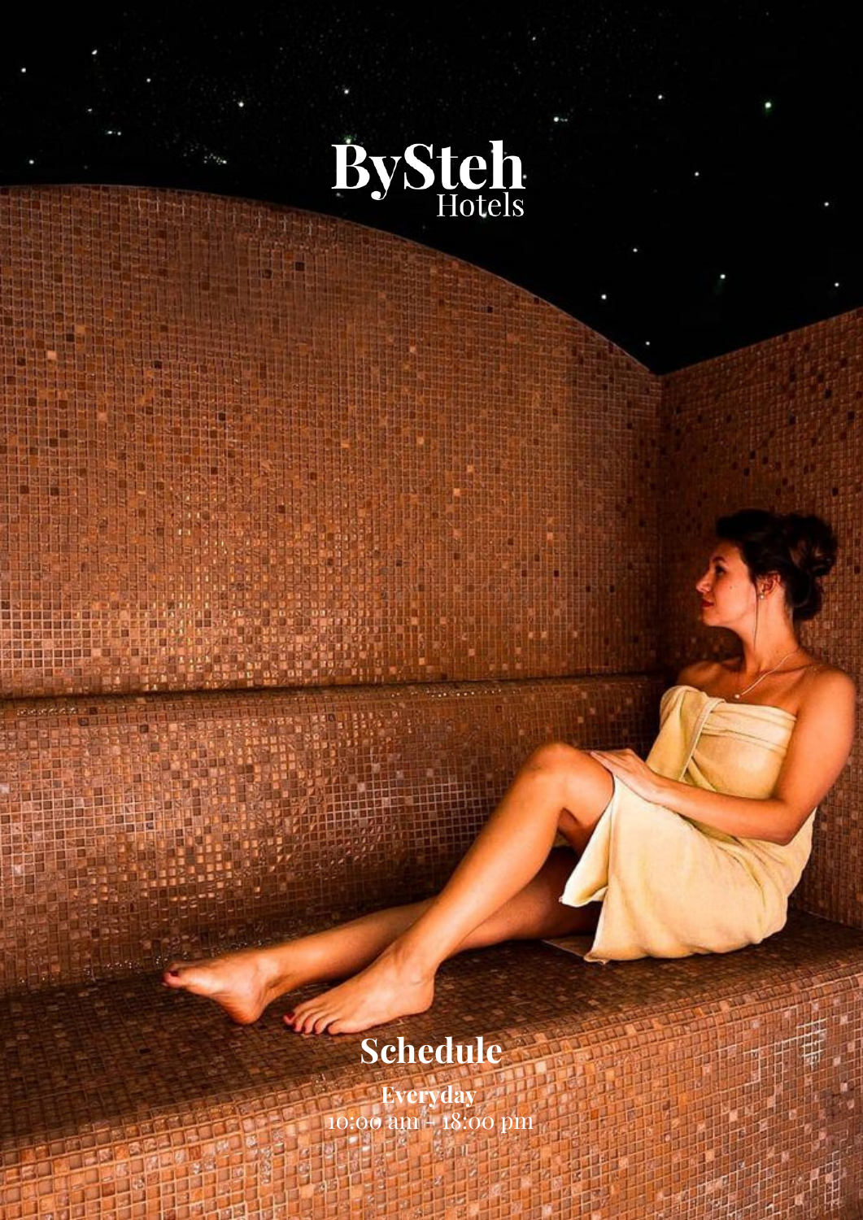# BySteh
Hotels

## Schedule

**Everyday**
10:00 am – 18:00 pm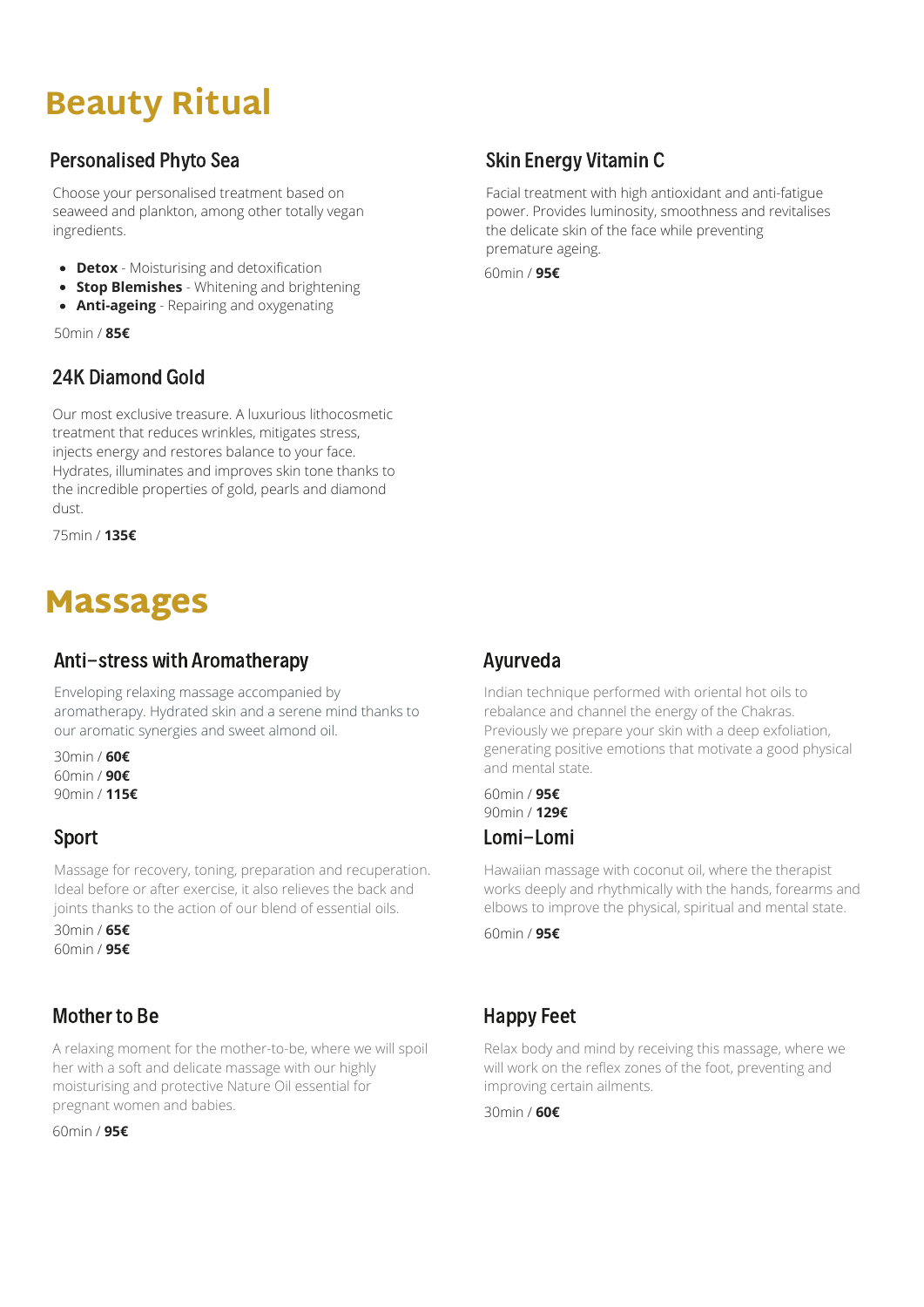# Beauty Ritual

### Personalised Phyto Sea

Choose your personalised treatment based on seaweed and plankton, among other totally vegan ingredients.

- **Detox** - Moisturising and detoxification
- **Stop Blemishes** - Whitening and brightening
- **Anti-ageing** - Repairing and oxygenating

50min / **85€**

### 24K Diamond Gold

Our most exclusive treasure. A luxurious lithocosmetic treatment that reduces wrinkles, mitigates stress, injects energy and restores balance to your face. Hydrates, illuminates and improves skin tone thanks to the incredible properties of gold, pearls and diamond dust.

75min / **135€**

### Skin Energy Vitamin C

Facial treatment with high antioxidant and anti-fatigue power. Provides luminosity, smoothness and revitalises the delicate skin of the face while preventing premature ageing.

60min / **95€**

# Massages

### Anti-stress with Aromatherapy

Enveloping relaxing massage accompanied by aromatherapy. Hydrated skin and a serene mind thanks to our aromatic synergies and sweet almond oil.

30min / **60€**
60min / **90€**
90min / **115€**

### Sport

Massage for recovery, toning, preparation and recuperation. Ideal before or after exercise, it also relieves the back and joints thanks to the action of our blend of essential oils.

30min / **65€**
60min / **95€**

### Mother to Be

A relaxing moment for the mother-to-be, where we will spoil her with a soft and delicate massage with our highly moisturising and protective Nature Oil essential for pregnant women and babies.

60min / **95€**

### Ayurveda

Indian technique performed with oriental hot oils to rebalance and channel the energy of the Chakras. Previously we prepare your skin with a deep exfoliation, generating positive emotions that motivate a good physical and mental state.

60min / **95€**
90min / **129€**

### Lomi-Lomi

Hawaiian massage with coconut oil, where the therapist works deeply and rhythmically with the hands, forearms and elbows to improve the physical, spiritual and mental state.

60min / **95€**

### Happy Feet

Relax body and mind by receiving this massage, where we will work on the reflex zones of the foot, preventing and improving certain ailments.

30min / **60€**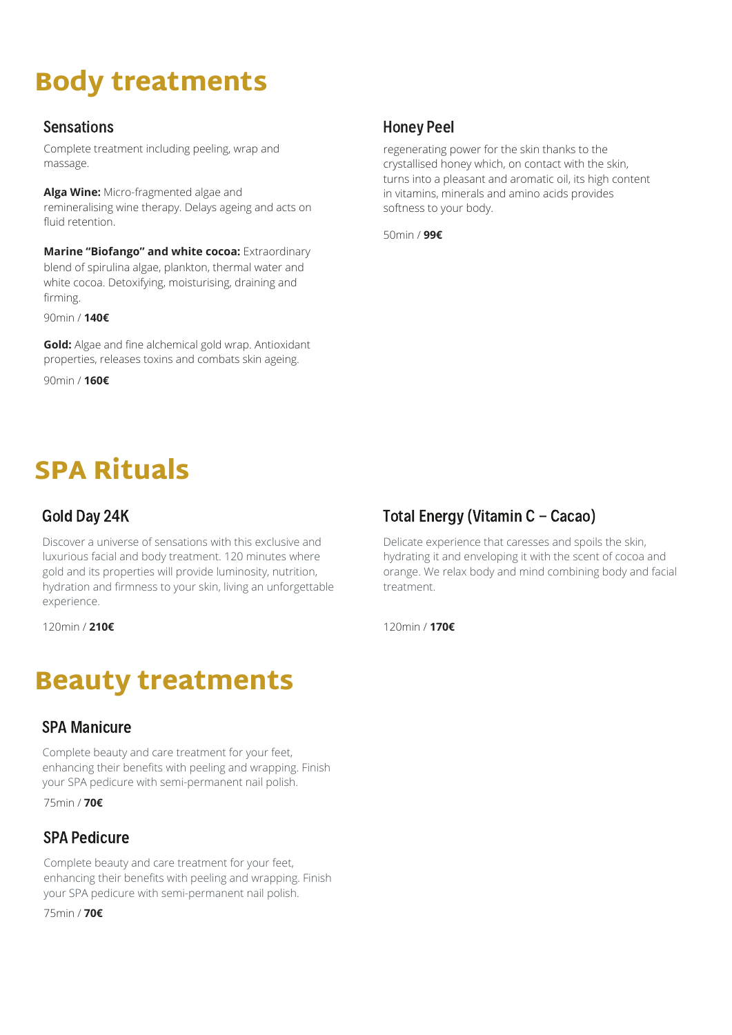# Body treatments

## Sensations

Complete treatment including peeling, wrap and massage.

**Alga Wine:** Micro-fragmented algae and remineralising wine therapy. Delays ageing and acts on fluid retention.

**Marine "Biofango" and white cocoa:** Extraordinary blend of spirulina algae, plankton, thermal water and white cocoa. Detoxifying, moisturising, draining and firming.

90min / **140€**

**Gold:** Algae and fine alchemical gold wrap. Antioxidant properties, releases toxins and combats skin ageing.

90min / **160€**

## Honey Peel

regenerating power for the skin thanks to the crystallised honey which, on contact with the skin, turns into a pleasant and aromatic oil, its high content in vitamins, minerals and amino acids provides softness to your body.

50min / **99€**

# SPA Rituals

## Gold Day 24K

Discover a universe of sensations with this exclusive and luxurious facial and body treatment. 120 minutes where gold and its properties will provide luminosity, nutrition, hydration and firmness to your skin, living an unforgettable experience.

120min / **210€**

## Total Energy (Vitamin C – Cacao)

Delicate experience that caresses and spoils the skin, hydrating it and enveloping it with the scent of cocoa and orange. We relax body and mind combining body and facial treatment.

120min / **170€**

# Beauty treatments

## SPA Manicure

Complete beauty and care treatment for your feet, enhancing their benefits with peeling and wrapping. Finish your SPA pedicure with semi-permanent nail polish.

75min / **70€**

## SPA Pedicure

Complete beauty and care treatment for your feet, enhancing their benefits with peeling and wrapping. Finish your SPA pedicure with semi-permanent nail polish.

75min / **70€**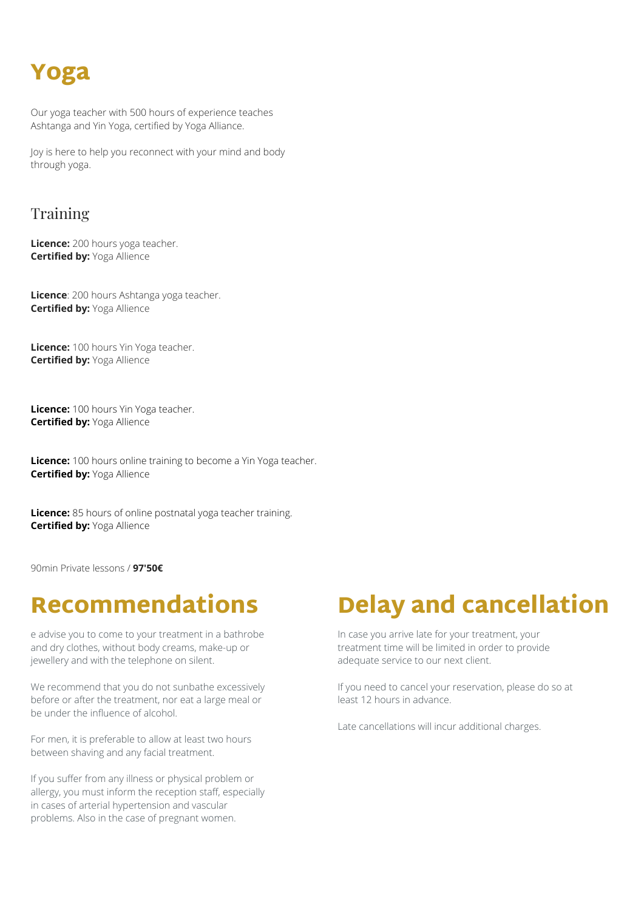# Yoga

Our yoga teacher with 500 hours of experience teaches Ashtanga and Yin Yoga, certified by Yoga Alliance.

Joy is here to help you reconnect with your mind and body through yoga.

## Training

**Licence:** 200 hours yoga teacher.
**Certified by:** Yoga Allience

**Licence**: 200 hours Ashtanga yoga teacher.
**Certified by:** Yoga Allience

**Licence:** 100 hours Yin Yoga teacher.
**Certified by:** Yoga Allience

**Licence:** 100 hours Yin Yoga teacher.
**Certified by:** Yoga Allience

**Licence:** 100 hours online training to become a Yin Yoga teacher.
**Certified by:** Yoga Allience

**Licence:** 85 hours of online postnatal yoga teacher training.
**Certified by:** Yoga Allience

90min Private lessons / **97'50€**

# Recommendations

e advise you to come to your treatment in a bathrobe and dry clothes, without body creams, make-up or jewellery and with the telephone on silent.

We recommend that you do not sunbathe excessively before or after the treatment, nor eat a large meal or be under the influence of alcohol.

For men, it is preferable to allow at least two hours between shaving and any facial treatment.

If you suffer from any illness or physical problem or allergy, you must inform the reception staff, especially in cases of arterial hypertension and vascular problems. Also in the case of pregnant women.

# Delay and cancellation

In case you arrive late for your treatment, your treatment time will be limited in order to provide adequate service to our next client.

If you need to cancel your reservation, please do so at least 12 hours in advance.

Late cancellations will incur additional charges.